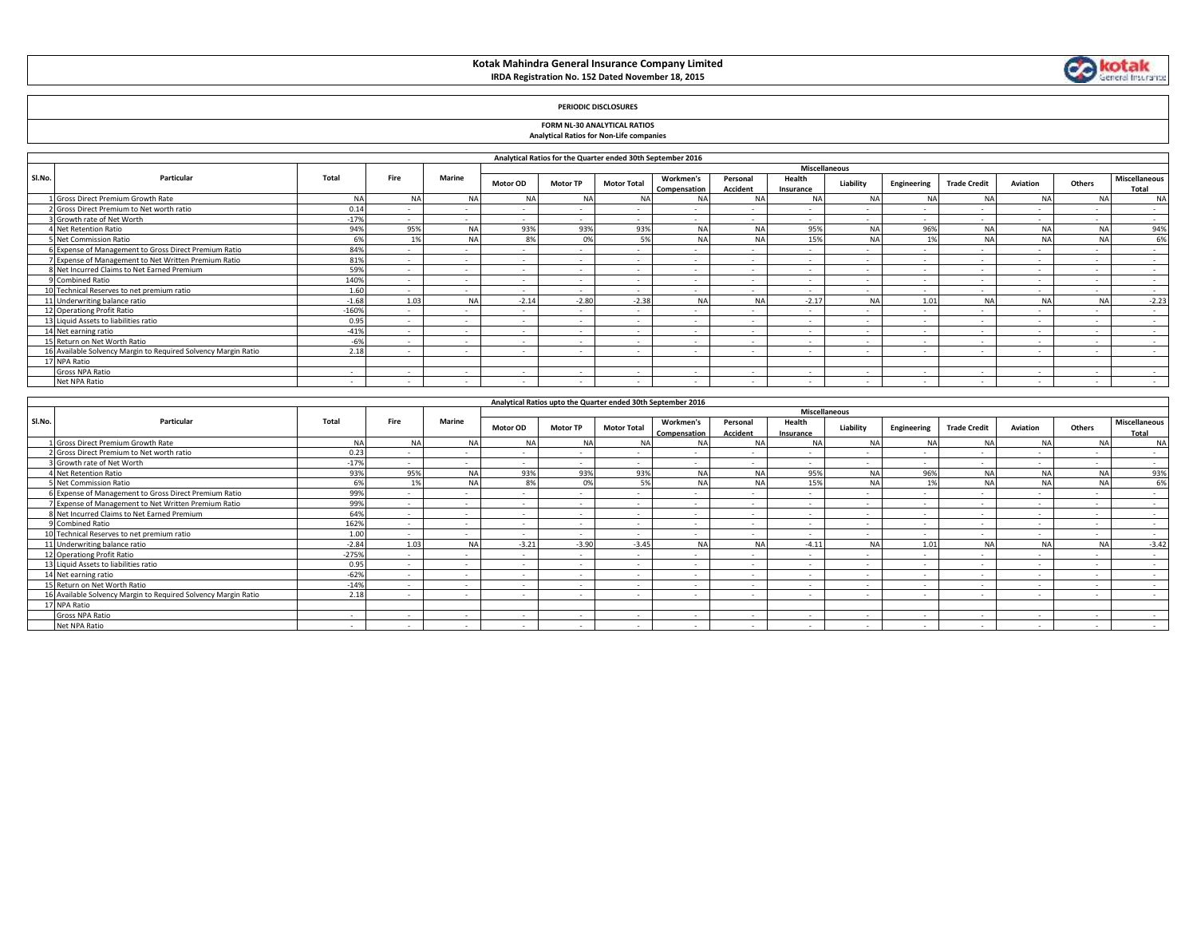# Kotak Mahindra General Insurance Company Limited

**IRDA Registration No. 152 Dated November 18, 2015**

**PERIODIC DISCLOSURES**

**FORM NL-30 ANALYTICAL RATIOS**

**Analytical Ratios for Non-Life companies**

**Analytical Ratios for the Quarter ended 30th September 2016**

| Sl.No. | Particular | Total | Fire | Marine | Miscellaneous | | | | | | | | | | | | |
|---|---|---|---|---|---|---|---|---|---|---|---|---|---|---|---|---|---|
| | | | | | Motor OD | Motor TP | Motor Total | Workmen's Compensation | Personal Accident | Health Insurance | Liability | Engineering | Trade Credit | Aviation | Others | Miscellaneous Total |
| 1 | Gross Direct Premium Growth Rate | NA | NA | NA | NA | NA | NA | NA | NA | NA | NA | NA | NA | NA | NA | NA |
| 2 | Gross Direct Premium to Net worth ratio | 0.14 | - | - | - | - | - | - | - | - | - | - | - | - | - | - |
| 3 | Growth rate of Net Worth | -17% | - | - | - | - | - | - | - | - | - | - | - | - | - | - |
| 4 | Net Retention Ratio | 94% | 95% | NA | 93% | 93% | 93% | NA | NA | 95% | NA | 96% | NA | NA | NA | 94% |
| 5 | Net Commission Ratio | 6% | 1% | NA | 8% | 0% | 5% | NA | NA | 15% | NA | 1% | NA | NA | NA | 6% |
| 6 | Expense of Management to Gross Direct Premium Ratio | 84% | - | - | - | - | - | - | - | - | - | - | - | - | - | - |
| 7 | Expense of Management to Net Written Premium Ratio | 81% | - | - | - | - | - | - | - | - | - | - | - | - | - | - |
| 8 | Net Incurred Claims to Net Earned Premium | 59% | - | - | - | - | - | - | - | - | - | - | - | - | - | - |
| 9 | Combined Ratio | 140% | - | - | - | - | - | - | - | - | - | - | - | - | - | - |
| 10 | Technical Reserves to net premium ratio | 1.60 | - | - | - | - | - | - | - | - | - | - | - | - | - | - |
| 11 | Underwriting balance ratio | -1.68 | 1.03 | NA | -2.14 | -2.80 | -2.38 | NA | NA | -2.17 | NA | 1.01 | NA | NA | NA | -2.23 |
| 12 | Operationg Profit Ratio | -160% | - | - | - | - | - | - | - | - | - | - | - | - | - | - |
| 13 | Liquid Assets to liabilities ratio | 0.95 | - | - | - | - | - | - | - | - | - | - | - | - | - | - |
| 14 | Net earning ratio | -41% | - | - | - | - | - | - | - | - | - | - | - | - | - | - |
| 15 | Return on Net Worth Ratio | -6% | - | - | - | - | - | - | - | - | - | - | - | - | - | - |
| 16 | Available Solvency Margin to Required Solvency Margin Ratio | 2.18 | - | - | - | - | - | - | - | - | - | - | - | - | - | - |
| 17 | NPA Ratio | | | | | | | | | | | | | | | |
| | Gross NPA Ratio | - | - | - | - | - | - | - | - | - | - | - | - | - | - | - |
| | Net NPA Ratio | - | - | - | - | - | - | - | - | - | - | - | - | - | - | - |

**Analytical Ratios upto the Quarter ended 30th September 2016**

| Sl.No. | Particular | Total | Fire | Marine | Miscellaneous | | | | | | | | | | | | |
|---|---|---|---|---|---|---|---|---|---|---|---|---|---|---|---|---|---|
| | | | | | Motor OD | Motor TP | Motor Total | Workmen's Compensation | Personal Accident | Health Insurance | Liability | Engineering | Trade Credit | Aviation | Others | Miscellaneous Total |
| 1 | Gross Direct Premium Growth Rate | NA | NA | NA | NA | NA | NA | NA | NA | NA | NA | NA | NA | NA | NA | NA |
| 2 | Gross Direct Premium to Net worth ratio | 0.23 | - | - | - | - | - | - | - | - | - | - | - | - | - | - |
| 3 | Growth rate of Net Worth | -17% | - | - | - | - | - | - | - | - | - | - | - | - | - | - |
| 4 | Net Retention Ratio | 93% | 95% | NA | 93% | 93% | 93% | NA | NA | 95% | NA | 96% | NA | NA | NA | 93% |
| 5 | Net Commission Ratio | 6% | 1% | NA | 8% | 0% | 5% | NA | NA | 15% | NA | 1% | NA | NA | NA | 6% |
| 6 | Expense of Management to Gross Direct Premium Ratio | 99% | - | - | - | - | - | - | - | - | - | - | - | - | - | - |
| 7 | Expense of Management to Net Written Premium Ratio | 99% | - | - | - | - | - | - | - | - | - | - | - | - | - | - |
| 8 | Net Incurred Claims to Net Earned Premium | 64% | - | - | - | - | - | - | - | - | - | - | - | - | - | - |
| 9 | Combined Ratio | 162% | - | - | - | - | - | - | - | - | - | - | - | - | - | - |
| 10 | Technical Reserves to net premium ratio | 1.00 | - | - | - | - | - | - | - | - | - | - | - | - | - | - |
| 11 | Underwriting balance ratio | -2.84 | 1.03 | NA | -3.21 | -3.90 | -3.45 | NA | NA | -4.11 | NA | 1.01 | NA | NA | NA | -3.42 |
| 12 | Operationg Profit Ratio | -275% | - | - | - | - | - | - | - | - | - | - | - | - | - | - |
| 13 | Liquid Assets to liabilities ratio | 0.95 | - | - | - | - | - | - | - | - | - | - | - | - | - | - |
| 14 | Net earning ratio | -62% | - | - | - | - | - | - | - | - | - | - | - | - | - | - |
| 15 | Return on Net Worth Ratio | -14% | - | - | - | - | - | - | - | - | - | - | - | - | - | - |
| 16 | Available Solvency Margin to Required Solvency Margin Ratio | 2.18 | - | - | - | - | - | - | - | - | - | - | - | - | - | - |
| 17 | NPA Ratio | | | | | | | | | | | | | | | |
| | Gross NPA Ratio | - | - | - | - | - | - | - | - | - | - | - | - | - | - | - |
| | Net NPA Ratio | - | - | - | - | - | - | - | - | - | - | - | - | - | - | - |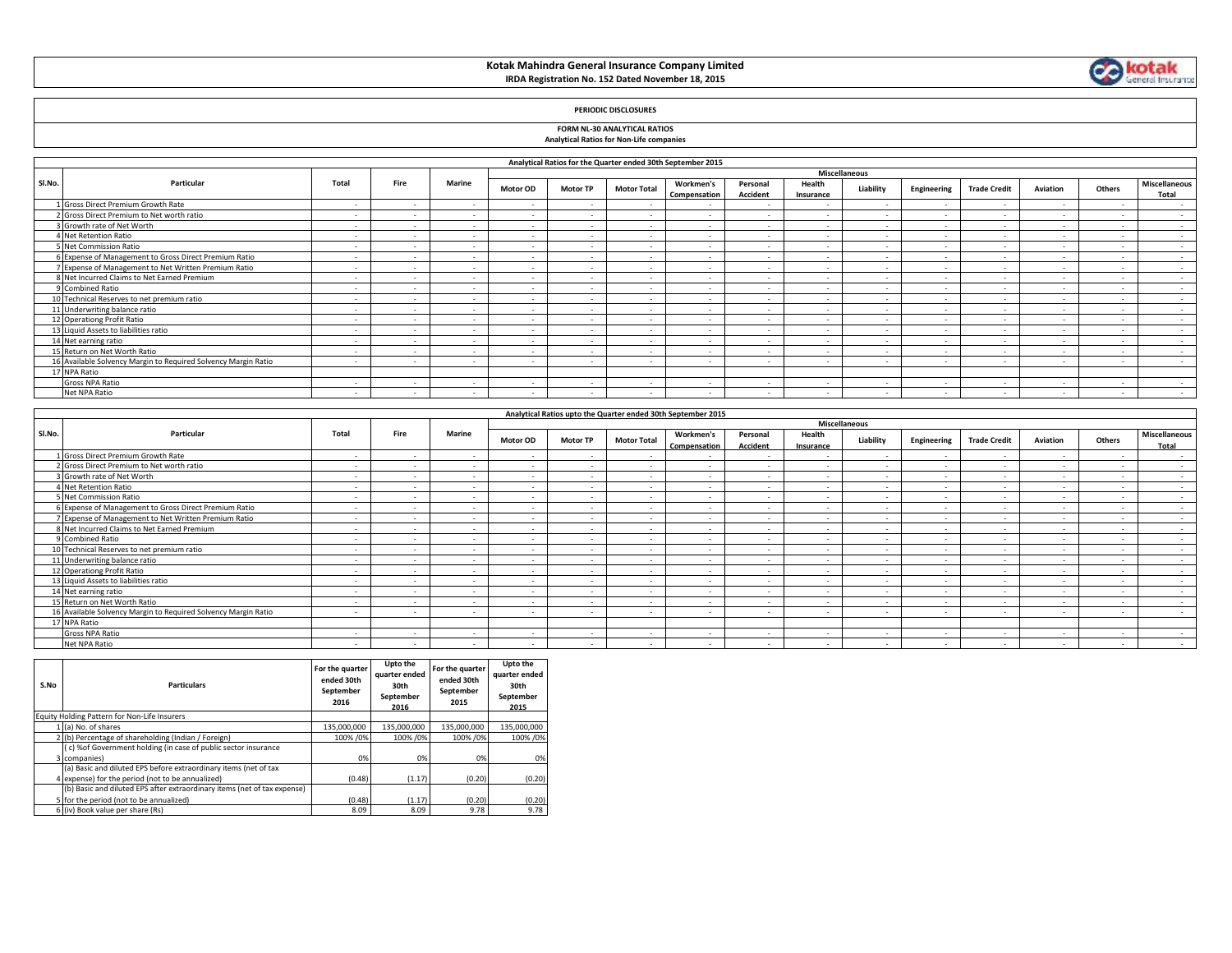# Kotak Mahindra General Insurance Company Limited

**IRDA Registration No. 152 Dated November 18, 2015**

**PERIODIC DISCLOSURES**

**FORM NL-30 ANALYTICAL RATIOS**

**Analytical Ratios for Non-Life companies**

**Analytical Ratios for the Quarter ended 30th September 2015**

| Sl.No. | Particular | Total | Fire | Marine | Miscellaneous | | | | | | | | | | | | |
|---|---|---|---|---|---|---|---|---|---|---|---|---|---|---|---|---|---|
| | | | | | Motor OD | Motor TP | Motor Total | Workmen's Compensation | Personal Accident | Health Insurance | Liability | Engineering | Trade Credit | Aviation | Others | Miscellaneous Total |
| 1 | Gross Direct Premium Growth Rate | - | - | - | - | - | - | - | - | - | - | - | - | - | - | - |
| 2 | Gross Direct Premium to Net worth ratio | - | - | - | - | - | - | - | - | - | - | - | - | - | - | - |
| 3 | Growth rate of Net Worth | - | - | - | - | - | - | - | - | - | - | - | - | - | - | - |
| 4 | Net Retention Ratio | - | - | - | - | - | - | - | - | - | - | - | - | - | - | - |
| 5 | Net Commission Ratio | - | - | - | - | - | - | - | - | - | - | - | - | - | - | - |
| 6 | Expense of Management to Gross Direct Premium Ratio | - | - | - | - | - | - | - | - | - | - | - | - | - | - | - |
| 7 | Expense of Management to Net Written Premium Ratio | - | - | - | - | - | - | - | - | - | - | - | - | - | - | - |
| 8 | Net Incurred Claims to Net Earned Premium | - | - | - | - | - | - | - | - | - | - | - | - | - | - | - |
| 9 | Combined Ratio | - | - | - | - | - | - | - | - | - | - | - | - | - | - | - |
| 10 | Technical Reserves to net premium ratio | - | - | - | - | - | - | - | - | - | - | - | - | - | - | - |
| 11 | Underwriting balance ratio | - | - | - | - | - | - | - | - | - | - | - | - | - | - | - |
| 12 | Operationg Profit Ratio | - | - | - | - | - | - | - | - | - | - | - | - | - | - | - |
| 13 | Liquid Assets to liabilities ratio | - | - | - | - | - | - | - | - | - | - | - | - | - | - | - |
| 14 | Net earning ratio | - | - | - | - | - | - | - | - | - | - | - | - | - | - | - |
| 15 | Return on Net Worth Ratio | - | - | - | - | - | - | - | - | - | - | - | - | - | - | - |
| 16 | Available Solvency Margin to Required Solvency Margin Ratio | - | - | - | - | - | - | - | - | - | - | - | - | - | - | - |
| 17 | NPA Ratio | | | | | | | | | | | | | | | |
| | Gross NPA Ratio | - | - | - | - | - | - | - | - | - | - | - | - | - | - | - |
| | Net NPA Ratio | - | - | - | - | - | - | - | - | - | - | - | - | - | - | - |

**Analytical Ratios upto the Quarter ended 30th September 2015**

| Sl.No. | Particular | Total | Fire | Marine | Miscellaneous | | | | | | | | | | | | |
|---|---|---|---|---|---|---|---|---|---|---|---|---|---|---|---|---|---|
| | | | | | Motor OD | Motor TP | Motor Total | Workmen's Compensation | Personal Accident | Health Insurance | Liability | Engineering | Trade Credit | Aviation | Others | Miscellaneous Total |
| 1 | Gross Direct Premium Growth Rate | - | - | - | - | - | - | - | - | - | - | - | - | - | - | - |
| 2 | Gross Direct Premium to Net worth ratio | - | - | - | - | - | - | - | - | - | - | - | - | - | - | - |
| 3 | Growth rate of Net Worth | - | - | - | - | - | - | - | - | - | - | - | - | - | - | - |
| 4 | Net Retention Ratio | - | - | - | - | - | - | - | - | - | - | - | - | - | - | - |
| 5 | Net Commission Ratio | - | - | - | - | - | - | - | - | - | - | - | - | - | - | - |
| 6 | Expense of Management to Gross Direct Premium Ratio | - | - | - | - | - | - | - | - | - | - | - | - | - | - | - |
| 7 | Expense of Management to Net Written Premium Ratio | - | - | - | - | - | - | - | - | - | - | - | - | - | - | - |
| 8 | Net Incurred Claims to Net Earned Premium | - | - | - | - | - | - | - | - | - | - | - | - | - | - | - |
| 9 | Combined Ratio | - | - | - | - | - | - | - | - | - | - | - | - | - | - | - |
| 10 | Technical Reserves to net premium ratio | - | - | - | - | - | - | - | - | - | - | - | - | - | - | - |
| 11 | Underwriting balance ratio | - | - | - | - | - | - | - | - | - | - | - | - | - | - | - |
| 12 | Operationg Profit Ratio | - | - | - | - | - | - | - | - | - | - | - | - | - | - | - |
| 13 | Liquid Assets to liabilities ratio | - | - | - | - | - | - | - | - | - | - | - | - | - | - | - |
| 14 | Net earning ratio | - | - | - | - | - | - | - | - | - | - | - | - | - | - | - |
| 15 | Return on Net Worth Ratio | - | - | - | - | - | - | - | - | - | - | - | - | - | - | - |
| 16 | Available Solvency Margin to Required Solvency Margin Ratio | - | - | - | - | - | - | - | - | - | - | - | - | - | - | - |
| 17 | NPA Ratio | | | | | | | | | | | | | | | |
| | Gross NPA Ratio | - | - | - | - | - | - | - | - | - | - | - | - | - | - | - |
| | Net NPA Ratio | - | - | - | - | - | - | - | - | - | - | - | - | - | - | - |

| S.No | Particulars | For the quarter ended 30th September 2016 | Upto the quarter ended 30th September 2016 | For the quarter ended 30th September 2015 | Upto the quarter ended 30th September 2015 |
|---|---|---|---|---|---|
| | Equity Holding Pattern for Non-Life Insurers | | | | |
| 1 | (a) No. of shares | 135,000,000 | 135,000,000 | 135,000,000 | 135,000,000 |
| 2 | (b) Percentage of shareholding (Indian / Foreign) | 100% /0% | 100% /0% | 100% /0% | 100% /0% |
| 3 | ( c) %of Government holding (in case of public sector insurance companies) | 0% | 0% | 0% | 0% |
| 4 | (a) Basic and diluted EPS before extraordinary items (net of tax expense) for the period (not to be annualized) | (0.48) | (1.17) | (0.20) | (0.20) |
| 5 | (b) Basic and diluted EPS after extraordinary items (net of tax expense) for the period (not to be annualized) | (0.48) | (1.17) | (0.20) | (0.20) |
| 6 | (iv) Book value per share (Rs) | 8.09 | 8.09 | 9.78 | 9.78 |